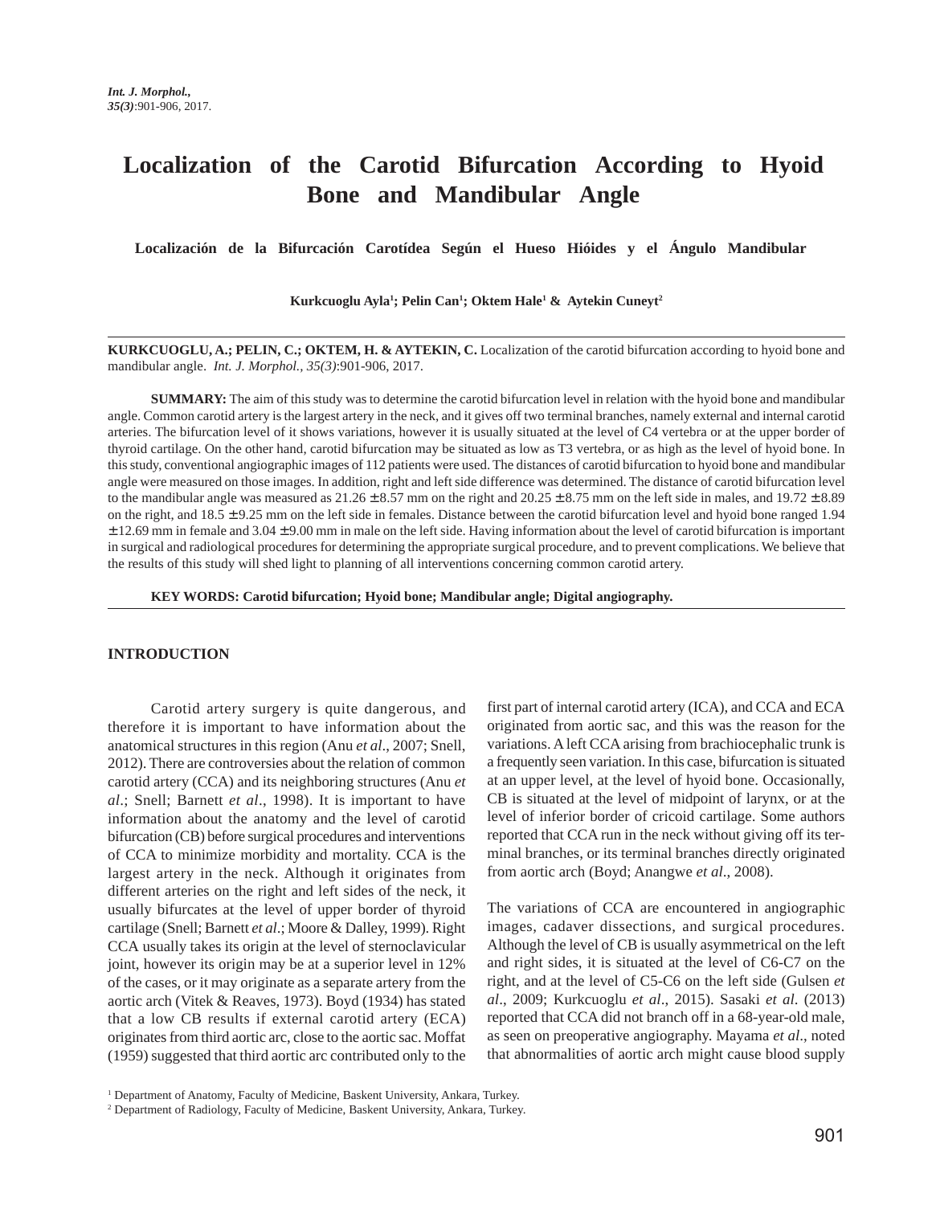# Localization of the Carotid Bifurcation According to Hyoid Bone and Mandibular Angle

**Localización de la Bifurcación Carotídea Según el Hueso Hióides y el Ángulo Mandibular**

**Kurkcuoglu Ayla[1]; Pelin Can[1]; Oktem Hale[1] & Aytekin Cuneyt[2]**

**KURKCUOGLU, A.; PELIN, C.; OKTEM, H. & AYTEKIN, C.** Localization of the carotid bifurcation according to hyoid bone and mandibular angle. *Int. J. Morphol., 35(3)*:901-906, 2017.

**SUMMARY:** The aim of this study was to determine the carotid bifurcation level in relation with the hyoid bone and mandibular angle. Common carotid artery is the largest artery in the neck, and it gives off two terminal branches, namely external and internal carotid arteries. The bifurcation level of it shows variations, however it is usually situated at the level of C4 vertebra or at the upper border of thyroid cartilage. On the other hand, carotid bifurcation may be situated as low as T3 vertebra, or as high as the level of hyoid bone. In this study, conventional angiographic images of 112 patients were used. The distances of carotid bifurcation to hyoid bone and mandibular angle were measured on those images. In addition, right and left side difference was determined. The distance of carotid bifurcation level to the mandibular angle was measured as $21.26 \pm 8.57$ mm on the right and $20.25 \pm 8.75$ mm on the left side in males, and $19.72 \pm 8.89$ on the right, and $18.5 \pm 9.25$ mm on the left side in females. Distance between the carotid bifurcation level and hyoid bone ranged $1.94 \pm 12.69$ mm in female and $3.04 \pm 9.00$ mm in male on the left side. Having information about the level of carotid bifurcation is important in surgical and radiological procedures for determining the appropriate surgical procedure, and to prevent complications. We believe that the results of this study will shed light to planning of all interventions concerning common carotid artery.

**KEY WORDS: Carotid bifurcation; Hyoid bone; Mandibular angle; Digital angiography.**

## INTRODUCTION

Carotid artery surgery is quite dangerous, and therefore it is important to have information about the anatomical structures in this region (Anu *et al*., 2007; Snell, 2012). There are controversies about the relation of common carotid artery (CCA) and its neighboring structures (Anu *et al*.; Snell; Barnett *et al*., 1998). It is important to have information about the anatomy and the level of carotid bifurcation (CB) before surgical procedures and interventions of CCA to minimize morbidity and mortality. CCA is the largest artery in the neck. Although it originates from different arteries on the right and left sides of the neck, it usually bifurcates at the level of upper border of thyroid cartilage (Snell; Barnett *et al*.; Moore & Dalley, 1999). Right CCA usually takes its origin at the level of sternoclavicular joint, however its origin may be at a superior level in 12% of the cases, or it may originate as a separate artery from the aortic arch (Vitek & Reaves, 1973). Boyd (1934) has stated that a low CB results if external carotid artery (ECA) originates from third aortic arc, close to the aortic sac. Moffat (1959) suggested that third aortic arc contributed only to the first part of internal carotid artery (ICA), and CCA and ECA originated from aortic sac, and this was the reason for the variations. A left CCA arising from brachiocephalic trunk is a frequently seen variation. In this case, bifurcation is situated at an upper level, at the level of hyoid bone. Occasionally, CB is situated at the level of midpoint of larynx, or at the level of inferior border of cricoid cartilage. Some authors reported that CCA run in the neck without giving off its terminal branches, or its terminal branches directly originated from aortic arch (Boyd; Anangwe *et al*., 2008).

The variations of CCA are encountered in angiographic images, cadaver dissections, and surgical procedures. Although the level of CB is usually asymmetrical on the left and right sides, it is situated at the level of C6-C7 on the right, and at the level of C5-C6 on the left side (Gulsen *et al*., 2009; Kurkcuoglu *et al*., 2015). Sasaki *et al*. (2013) reported that CCA did not branch off in a 68-year-old male, as seen on preoperative angiography. Mayama *et al*., noted that abnormalities of aortic arch might cause blood supply

[1] Department of Anatomy, Faculty of Medicine, Baskent University, Ankara, Turkey.
[2] Department of Radiology, Faculty of Medicine, Baskent University, Ankara, Turkey.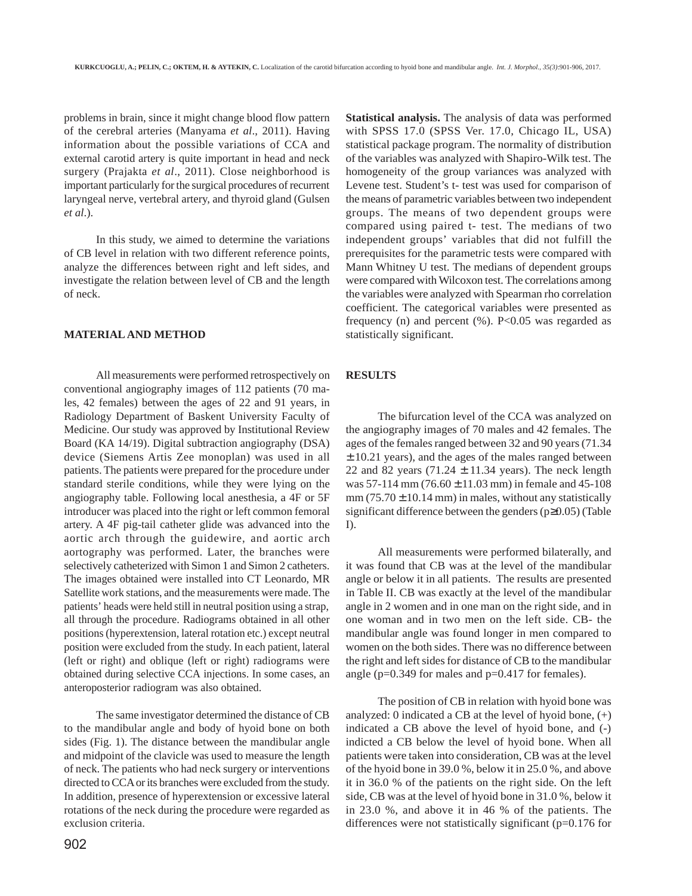problems in brain, since it might change blood flow pattern of the cerebral arteries (Manyama *et al*., 2011). Having information about the possible variations of CCA and external carotid artery is quite important in head and neck surgery (Prajakta *et al*., 2011). Close neighborhood is important particularly for the surgical procedures of recurrent laryngeal nerve, vertebral artery, and thyroid gland (Gulsen *et al*.).

In this study, we aimed to determine the variations of CB level in relation with two different reference points, analyze the differences between right and left sides, and investigate the relation between level of CB and the length of neck.

## MATERIAL AND METHOD

All measurements were performed retrospectively on conventional angiography images of 112 patients (70 males, 42 females) between the ages of 22 and 91 years, in Radiology Department of Baskent University Faculty of Medicine. Our study was approved by Institutional Review Board (KA 14/19). Digital subtraction angiography (DSA) device (Siemens Artis Zee monoplan) was used in all patients. The patients were prepared for the procedure under standard sterile conditions, while they were lying on the angiography table. Following local anesthesia, a 4F or 5F introducer was placed into the right or left common femoral artery. A 4F pig-tail catheter glide was advanced into the aortic arch through the guidewire, and aortic arch aortography was performed. Later, the branches were selectively catheterized with Simon 1 and Simon 2 catheters. The images obtained were installed into CT Leonardo, MR Satellite work stations, and the measurements were made. The patients' heads were held still in neutral position using a strap, all through the procedure. Radiograms obtained in all other positions (hyperextension, lateral rotation etc.) except neutral position were excluded from the study. In each patient, lateral (left or right) and oblique (left or right) radiograms were obtained during selective CCA injections. In some cases, an anteroposterior radiogram was also obtained.

The same investigator determined the distance of CB to the mandibular angle and body of hyoid bone on both sides (Fig. 1). The distance between the mandibular angle and midpoint of the clavicle was used to measure the length of neck. The patients who had neck surgery or interventions directed to CCA or its branches were excluded from the study. In addition, presence of hyperextension or excessive lateral rotations of the neck during the procedure were regarded as exclusion criteria.

**Statistical analysis.** The analysis of data was performed with SPSS 17.0 (SPSS Ver. 17.0, Chicago IL, USA) statistical package program. The normality of distribution of the variables was analyzed with Shapiro-Wilk test. The homogeneity of the group variances was analyzed with Levene test. Student's t- test was used for comparison of the means of parametric variables between two independent groups. The means of two dependent groups were compared using paired t- test. The medians of two independent groups' variables that did not fulfill the prerequisites for the parametric tests were compared with Mann Whitney U test. The medians of dependent groups were compared with Wilcoxon test. The correlations among the variables were analyzed with Spearman rho correlation coefficient. The categorical variables were presented as frequency (n) and percent (%). $P<0.05$ was regarded as statistically significant.

## RESULTS

The bifurcation level of the CCA was analyzed on the angiography images of 70 males and 42 females. The ages of the females ranged between 32 and 90 years (71.34 $\pm$ 10.21 years), and the ages of the males ranged between 22 and 82 years (71.24 $\pm$ 11.34 years). The neck length was 57-114 mm (76.60 $\pm$ 11.03 mm) in female and 45-108 mm (75.70 $\pm$ 10.14 mm) in males, without any statistically significant difference between the genders ($p\geq0.05$) (Table I).

All measurements were performed bilaterally, and it was found that CB was at the level of the mandibular angle or below it in all patients. The results are presented in Table II. CB was exactly at the level of the mandibular angle in 2 women and in one man on the right side, and in one woman and in two men on the left side. CB- the mandibular angle was found longer in men compared to women on the both sides. There was no difference between the right and left sides for distance of CB to the mandibular angle ($p=0.349$ for males and $p=0.417$ for females).

The position of CB in relation with hyoid bone was analyzed: 0 indicated a CB at the level of hyoid bone, (+) indicated a CB above the level of hyoid bone, and (-) indicted a CB below the level of hyoid bone. When all patients were taken into consideration, CB was at the level of the hyoid bone in 39.0 %, below it in 25.0 %, and above it in 36.0 % of the patients on the right side. On the left side, CB was at the level of hyoid bone in 31.0 %, below it in 23.0 %, and above it in 46 % of the patients. The differences were not statistically significant (p=0.176 for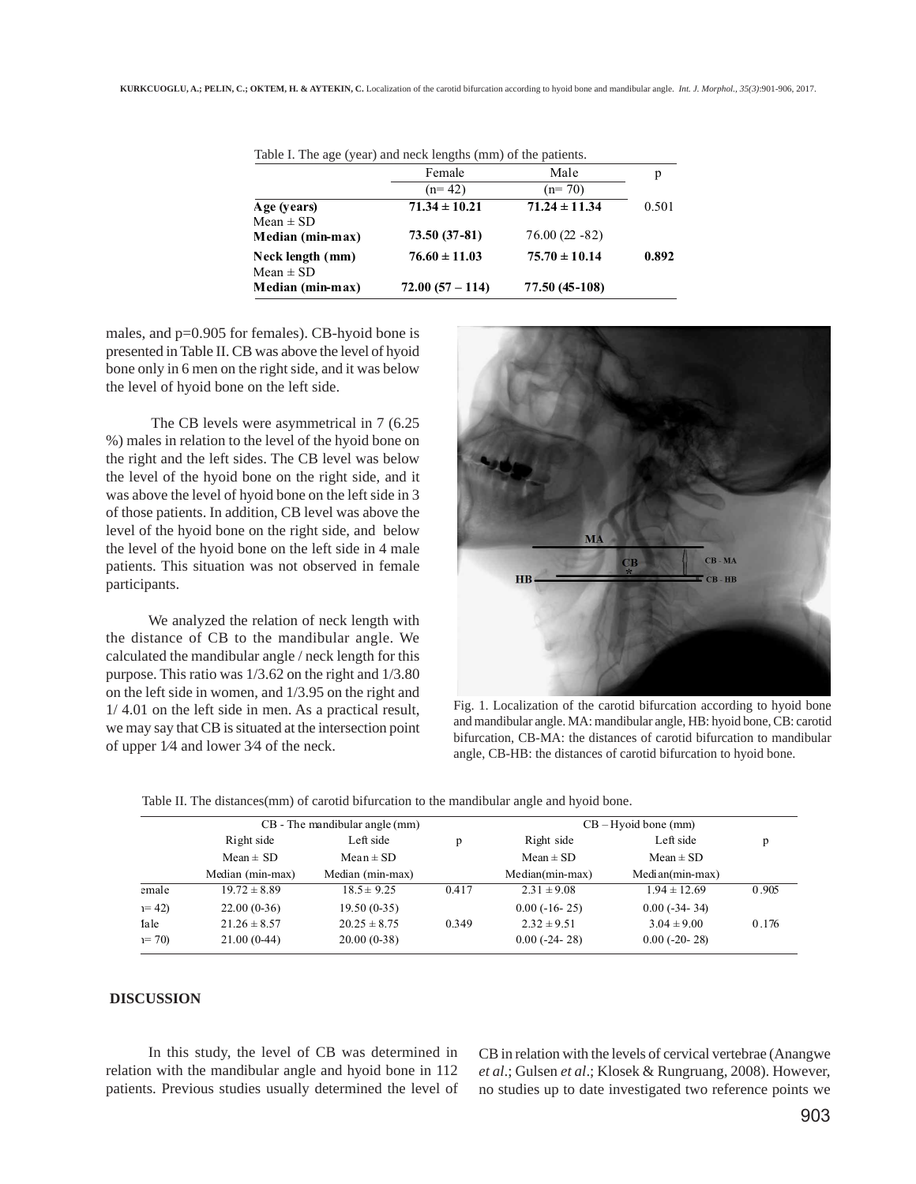Table I. The age (year) and neck lengths (mm) of the patients.

| | Female (n= 42) | Male (n= 70) | p |
|---|---|---|---|
| **Age (years)** Mean ± SD | **71.34 ± 10.21** | **71.24 ± 11.34** | 0.501 |
| **Median (min-max)** | **73.50 (37-81)** | 76.00 (22 -82) | |
| **Neck length (mm)** Mean ± SD | **76.60 ± 11.03** | **75.70 ± 10.14** | **0.892** |
| **Median (min-max)** | **72.00 (57 – 114)** | **77.50 (45-108)** | |

males, and p=0.905 for females). CB-hyoid bone is presented in Table II. CB was above the level of hyoid bone only in 6 men on the right side, and it was below the level of hyoid bone on the left side.

The CB levels were asymmetrical in 7 (6.25 %) males in relation to the level of the hyoid bone on the right and the left sides. The CB level was below the level of the hyoid bone on the right side, and it was above the level of hyoid bone on the left side in 3 of those patients. In addition, CB level was above the level of the hyoid bone on the right side, and below the level of the hyoid bone on the left side in 4 male patients. This situation was not observed in female participants.

We analyzed the relation of neck length with the distance of CB to the mandibular angle. We calculated the mandibular angle / neck length for this purpose. This ratio was 1/3.62 on the right and 1/3.80 on the left side in women, and 1/3.95 on the right and 1/ 4.01 on the left side in men. As a practical result, we may say that CB is situated at the intersection point of upper 1⁄4 and lower 3⁄4 of the neck.

Fig. 1. Localization of the carotid bifurcation according to hyoid bone and mandibular angle. MA: mandibular angle, HB: hyoid bone, CB: carotid bifurcation, CB-MA: the distances of carotid bifurcation to mandibular angle, CB-HB: the distances of carotid bifurcation to hyoid bone.

Table II. The distances(mm) of carotid bifurcation to the mandibular angle and hyoid bone.

| | CB - The mandibular angle (mm) | | | CB – Hyoid bone (mm) | | |
|---|---|---|---|---|---|---|
| | Right side Mean ± SD Median (min-max) | Left side Mean ± SD Median (min-max) | p | Right side Mean ± SD Median(min-max) | Left side Mean ± SD Median(min-max) | p |
| Female | 19.72 ± 8.89 | 18.5 ± 9.25 | 0.417 | 2.31 ± 9.08 | 1.94 ± 12.69 | 0.905 |
| (n= 42) | 22.00 (0-36) | 19.50 (0-35) | | 0.00 (-16- 25) | 0.00 (-34- 34) | |
| Male | 21.26 ± 8.57 | 20.25 ± 8.75 | 0.349 | 2.32 ± 9.51 | 3.04 ± 9.00 | 0.176 |
| (n= 70) | 21.00 (0-44) | 20.00 (0-38) | | 0.00 (-24- 28) | 0.00 (-20- 28) | |

## DISCUSSION

In this study, the level of CB was determined in relation with the mandibular angle and hyoid bone in 112 patients. Previous studies usually determined the level of CB in relation with the levels of cervical vertebrae (Anangwe *et al*.; Gulsen *et al*.; Klosek & Rungruang, 2008). However, no studies up to date investigated two reference points we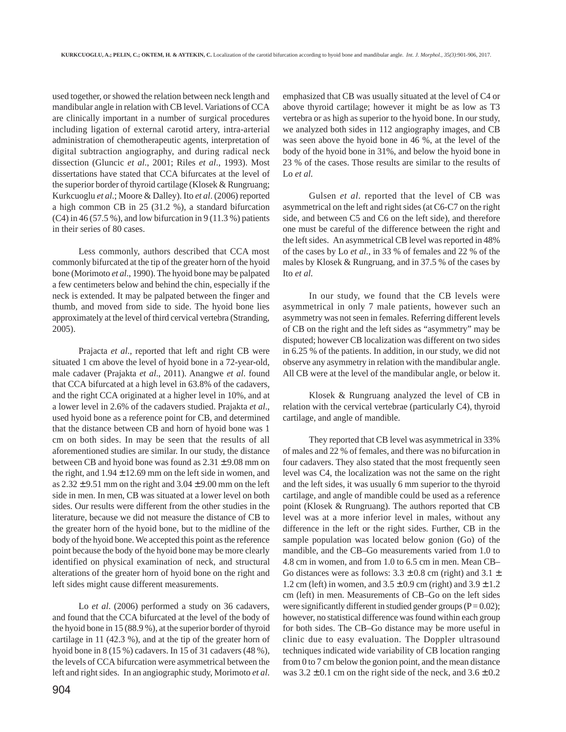used together, or showed the relation between neck length and mandibular angle in relation with CB level. Variations of CCA are clinically important in a number of surgical procedures including ligation of external carotid artery, intra-arterial administration of chemotherapeutic agents, interpretation of digital subtraction angiography, and during radical neck dissection (Gluncic *et al*., 2001; Riles *et al*., 1993). Most dissertations have stated that CCA bifurcates at the level of the superior border of thyroid cartilage (Klosek & Rungruang; Kurkcuoglu *et al*.; Moore & Dalley). Ito *et al*. (2006) reported a high common CB in 25 (31.2 %), a standard bifurcation (C4) in 46 (57.5 %), and low bifurcation in 9 (11.3 %) patients in their series of 80 cases.

Less commonly, authors described that CCA most commonly bifurcated at the tip of the greater horn of the hyoid bone (Morimoto *et al*., 1990). The hyoid bone may be palpated a few centimeters below and behind the chin, especially if the neck is extended. It may be palpated between the finger and thumb, and moved from side to side. The hyoid bone lies approximately at the level of third cervical vertebra (Standring, 2005).

Prajacta *et al*., reported that left and right CB were situated 1 cm above the level of hyoid bone in a 72-year-old, male cadaver (Prajakta *et al*., 2011). Anangwe *et al*. found that CCA bifurcated at a high level in 63.8% of the cadavers, and the right CCA originated at a higher level in 10%, and at a lower level in 2.6% of the cadavers studied. Prajakta *et al*., used hyoid bone as a reference point for CB, and determined that the distance between CB and horn of hyoid bone was 1 cm on both sides. In may be seen that the results of all aforementioned studies are similar. In our study, the distance between CB and hyoid bone was found as 2.31 ± 9.08 mm on the right, and 1.94 ± 12.69 mm on the left side in women, and as 2.32 ± 9.51 mm on the right and 3.04 ± 9.00 mm on the left side in men. In men, CB was situated at a lower level on both sides. Our results were different from the other studies in the literature, because we did not measure the distance of CB to the greater horn of the hyoid bone, but to the midline of the body of the hyoid bone. We accepted this point as the reference point because the body of the hyoid bone may be more clearly identified on physical examination of neck, and structural alterations of the greater horn of hyoid bone on the right and left sides might cause different measurements.

Lo *et al*. (2006) performed a study on 36 cadavers, and found that the CCA bifurcated at the level of the body of the hyoid bone in 15 (88.9 %), at the superior border of thyroid cartilage in 11 (42.3 %), and at the tip of the greater horn of hyoid bone in 8 (15 %) cadavers. In 15 of 31 cadavers (48 %), the levels of CCA bifurcation were asymmetrical between the left and right sides. In an angiographic study, Morimoto *et al*. emphasized that CB was usually situated at the level of C4 or above thyroid cartilage; however it might be as low as T3 vertebra or as high as superior to the hyoid bone. In our study, we analyzed both sides in 112 angiography images, and CB was seen above the hyoid bone in 46 %, at the level of the body of the hyoid bone in 31%, and below the hyoid bone in 23 % of the cases. Those results are similar to the results of Lo *et al.*

Gulsen *et al*. reported that the level of CB was asymmetrical on the left and right sides (at C6-C7 on the right side, and between C5 and C6 on the left side), and therefore one must be careful of the difference between the right and the left sides. An asymmetrical CB level was reported in 48% of the cases by Lo *et al*., in 33 % of females and 22 % of the males by Klosek & Rungruang, and in 37.5 % of the cases by Ito *et al.*

In our study, we found that the CB levels were asymmetrical in only 7 male patients, however such an asymmetry was not seen in females. Referring different levels of CB on the right and the left sides as "asymmetry" may be disputed; however CB localization was different on two sides in 6.25 % of the patients. In addition, in our study, we did not observe any asymmetry in relation with the mandibular angle. All CB were at the level of the mandibular angle, or below it.

Klosek & Rungruang analyzed the level of CB in relation with the cervical vertebrae (particularly C4), thyroid cartilage, and angle of mandible.

They reported that CB level was asymmetrical in 33% of males and 22 % of females, and there was no bifurcation in four cadavers. They also stated that the most frequently seen level was C4, the localization was not the same on the right and the left sides, it was usually 6 mm superior to the thyroid cartilage, and angle of mandible could be used as a reference point (Klosek & Rungruang). The authors reported that CB level was at a more inferior level in males, without any difference in the left or the right sides. Further, CB in the sample population was located below gonion (Go) of the mandible, and the CB–Go measurements varied from 1.0 to 4.8 cm in women, and from 1.0 to 6.5 cm in men. Mean CB–Go distances were as follows: 3.3 ± 0.8 cm (right) and 3.1 ± 1.2 cm (left) in women, and 3.5 ± 0.9 cm (right) and 3.9 ± 1.2 cm (left) in men. Measurements of CB–Go on the left sides were significantly different in studied gender groups ($P = 0.02$); however, no statistical difference was found within each group for both sides. The CB–Go distance may be more useful in clinic due to easy evaluation. The Doppler ultrasound techniques indicated wide variability of CB location ranging from 0 to 7 cm below the gonion point, and the mean distance was 3.2 ± 0.1 cm on the right side of the neck, and 3.6 ± 0.2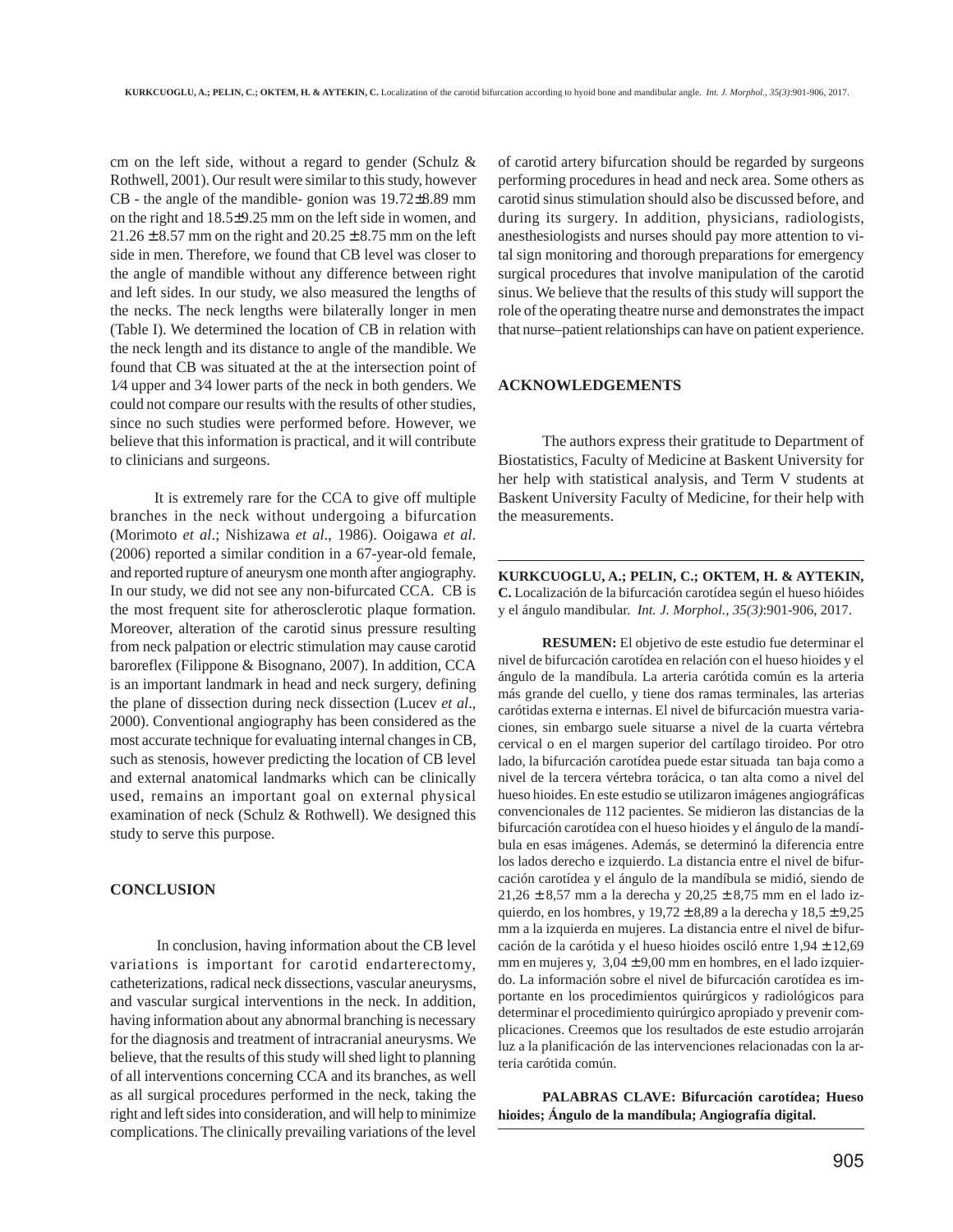cm on the left side, without a regard to gender (Schulz & Rothwell, 2001). Our result were similar to this study, however CB - the angle of the mandible- gonion was 19.72±8.89 mm on the right and 18.5±9.25 mm on the left side in women, and 21.26 ± 8.57 mm on the right and 20.25 ± 8.75 mm on the left side in men. Therefore, we found that CB level was closer to the angle of mandible without any difference between right and left sides. In our study, we also measured the lengths of the necks. The neck lengths were bilaterally longer in men (Table I). We determined the location of CB in relation with the neck length and its distance to angle of the mandible. We found that CB was situated at the at the intersection point of 1⁄4 upper and 3⁄4 lower parts of the neck in both genders. We could not compare our results with the results of other studies, since no such studies were performed before. However, we believe that this information is practical, and it will contribute to clinicians and surgeons.

It is extremely rare for the CCA to give off multiple branches in the neck without undergoing a bifurcation (Morimoto *et al*.; Nishizawa *et al*., 1986). Ooigawa *et al*. (2006) reported a similar condition in a 67-year-old female, and reported rupture of aneurysm one month after angiography. In our study, we did not see any non-bifurcated CCA. CB is the most frequent site for atherosclerotic plaque formation. Moreover, alteration of the carotid sinus pressure resulting from neck palpation or electric stimulation may cause carotid baroreflex (Filippone & Bisognano, 2007). In addition, CCA is an important landmark in head and neck surgery, defining the plane of dissection during neck dissection (Lucev *et al*., 2000). Conventional angiography has been considered as the most accurate technique for evaluating internal changes in CB, such as stenosis, however predicting the location of CB level and external anatomical landmarks which can be clinically used, remains an important goal on external physical examination of neck (Schulz & Rothwell). We designed this study to serve this purpose.

## CONCLUSION

In conclusion, having information about the CB level variations is important for carotid endarterectomy, catheterizations, radical neck dissections, vascular aneurysms, and vascular surgical interventions in the neck. In addition, having information about any abnormal branching is necessary for the diagnosis and treatment of intracranial aneurysms. We believe, that the results of this study will shed light to planning of all interventions concerning CCA and its branches, as well as all surgical procedures performed in the neck, taking the right and left sides into consideration, and will help to minimize complications. The clinically prevailing variations of the level of carotid artery bifurcation should be regarded by surgeons performing procedures in head and neck area. Some others as carotid sinus stimulation should also be discussed before, and during its surgery. In addition, physicians, radiologists, anesthesiologists and nurses should pay more attention to vital sign monitoring and thorough preparations for emergency surgical procedures that involve manipulation of the carotid sinus. We believe that the results of this study will support the role of the operating theatre nurse and demonstrates the impact that nurse–patient relationships can have on patient experience.

## ACKNOWLEDGEMENTS

The authors express their gratitude to Department of Biostatistics, Faculty of Medicine at Baskent University for her help with statistical analysis, and Term V students at Baskent University Faculty of Medicine, for their help with the measurements.

---

**KURKCUOGLU, A.; PELIN, C.; OKTEM, H. & AYTEKIN, C.** Localización de la bifurcación carotídea según el hueso hióides y el ángulo mandibular. *Int. J. Morphol., 35(3)*:901-906, 2017.

**RESUMEN:** El objetivo de este estudio fue determinar el nivel de bifurcación carotídea en relación con el hueso hioides y el ángulo de la mandíbula. La arteria carótida común es la arteria más grande del cuello, y tiene dos ramas terminales, las arterias carótidas externa e internas. El nivel de bifurcación muestra variaciones, sin embargo suele situarse a nivel de la cuarta vértebra cervical o en el margen superior del cartílago tiroideo. Por otro lado, la bifurcación carotídea puede estar situada tan baja como a nivel de la tercera vértebra torácica, o tan alta como a nivel del hueso hioides. En este estudio se utilizaron imágenes angiográficas convencionales de 112 pacientes. Se midieron las distancias de la bifurcación carotídea con el hueso hioides y el ángulo de la mandíbula en esas imágenes. Además, se determinó la diferencia entre los lados derecho e izquierdo. La distancia entre el nivel de bifurcación carotídea y el ángulo de la mandíbula se midió, siendo de 21,26 ± 8,57 mm a la derecha y 20,25 ± 8,75 mm en el lado izquierdo, en los hombres, y 19,72 ± 8,89 a la derecha y 18,5 ± 9,25 mm a la izquierda en mujeres. La distancia entre el nivel de bifurcación de la carótida y el hueso hioides osciló entre 1,94 ± 12,69 mm en mujeres y, 3,04 ± 9,00 mm en hombres, en el lado izquierdo. La información sobre el nivel de bifurcación carotídea es importante en los procedimientos quirúrgicos y radiológicos para determinar el procedimiento quirúrgico apropiado y prevenir complicaciones. Creemos que los resultados de este estudio arrojarán luz a la planificación de las intervenciones relacionadas con la arteria carótida común.

**PALABRAS CLAVE: Bifurcación carotídea; Hueso hioides; Ángulo de la mandíbula; Angiografía digital.**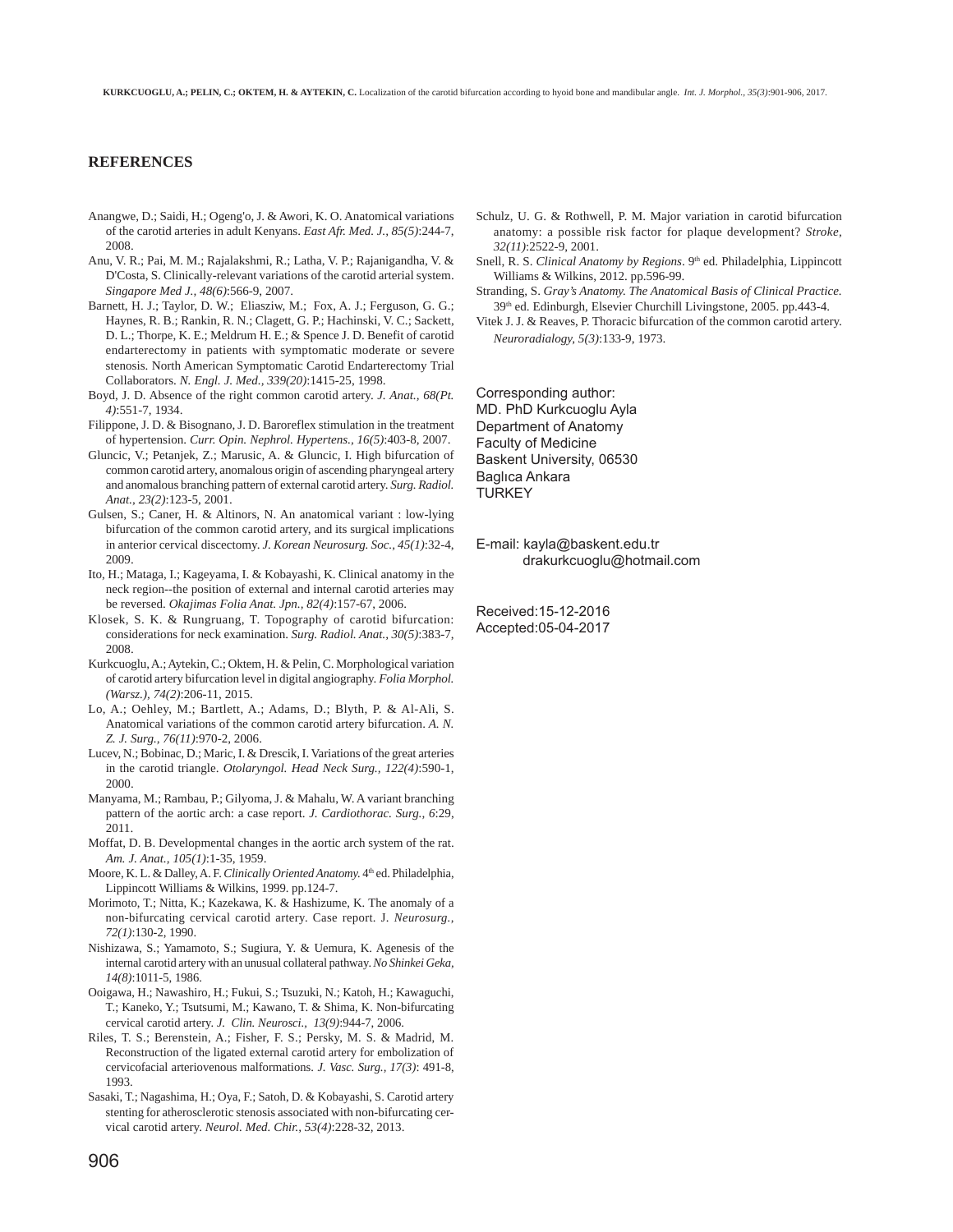## REFERENCES

Anangwe, D.; Saidi, H.; Ogeng'o, J. & Awori, K. O. Anatomical variations of the carotid arteries in adult Kenyans. *East Afr. Med. J., 85(5)*:244-7, 2008.

Anu, V. R.; Pai, M. M.; Rajalakshmi, R.; Latha, V. P.; Rajanigandha, V. & D'Costa, S. Clinically-relevant variations of the carotid arterial system. *Singapore Med J., 48(6)*:566-9, 2007.

Barnett, H. J.; Taylor, D. W.; Eliasziw, M.; Fox, A. J.; Ferguson, G. G.; Haynes, R. B.; Rankin, R. N.; Clagett, G. P.; Hachinski, V. C.; Sackett, D. L.; Thorpe, K. E.; Meldrum H. E.; & Spence J. D. Benefit of carotid endarterectomy in patients with symptomatic moderate or severe stenosis. North American Symptomatic Carotid Endarterectomy Trial Collaborators. *N. Engl. J. Med., 339(20)*:1415-25, 1998.

Boyd, J. D. Absence of the right common carotid artery. *J. Anat., 68(Pt. 4)*:551-7, 1934.

Filippone, J. D. & Bisognano, J. D. Baroreflex stimulation in the treatment of hypertension. *Curr. Opin. Nephrol. Hypertens., 16(5)*:403-8, 2007.

Gluncic, V.; Petanjek, Z.; Marusic, A. & Gluncic, I. High bifurcation of common carotid artery, anomalous origin of ascending pharyngeal artery and anomalous branching pattern of external carotid artery. *Surg. Radiol. Anat., 23(2)*:123-5, 2001.

Gulsen, S.; Caner, H. & Altinors, N. An anatomical variant : low-lying bifurcation of the common carotid artery, and its surgical implications in anterior cervical discectomy. *J. Korean Neurosurg. Soc., 45(1)*:32-4, 2009.

Ito, H.; Mataga, I.; Kageyama, I. & Kobayashi, K. Clinical anatomy in the neck region--the position of external and internal carotid arteries may be reversed. *Okajimas Folia Anat. Jpn., 82(4)*:157-67, 2006.

Klosek, S. K. & Rungruang, T. Topography of carotid bifurcation: considerations for neck examination. *Surg. Radiol. Anat., 30(5)*:383-7, 2008.

Kurkcuoglu, A.; Aytekin, C.; Oktem, H. & Pelin, C. Morphological variation of carotid artery bifurcation level in digital angiography. *Folia Morphol. (Warsz.), 74(2)*:206-11, 2015.

Lo, A.; Oehley, M.; Bartlett, A.; Adams, D.; Blyth, P. & Al-Ali, S. Anatomical variations of the common carotid artery bifurcation. *A. N. Z. J. Surg., 76(11)*:970-2, 2006.

Lucev, N.; Bobinac, D.; Maric, I. & Drescik, I. Variations of the great arteries in the carotid triangle. *Otolaryngol. Head Neck Surg., 122(4)*:590-1, 2000.

Manyama, M.; Rambau, P.; Gilyoma, J. & Mahalu, W. A variant branching pattern of the aortic arch: a case report. *J. Cardiothorac. Surg., 6*:29, 2011.

Moffat, D. B. Developmental changes in the aortic arch system of the rat. *Am. J. Anat., 105(1)*:1-35, 1959.

Moore, K. L. & Dalley, A. F. *Clinically Oriented Anatomy.* 4th ed. Philadelphia, Lippincott Williams & Wilkins, 1999. pp.124-7.

Morimoto, T.; Nitta, K.; Kazekawa, K. & Hashizume, K. The anomaly of a non-bifurcating cervical carotid artery. Case report. J. *Neurosurg., 72(1)*:130-2, 1990.

Nishizawa, S.; Yamamoto, S.; Sugiura, Y. & Uemura, K. Agenesis of the internal carotid artery with an unusual collateral pathway. *No Shinkei Geka, 14(8)*:1011-5, 1986.

Ooigawa, H.; Nawashiro, H.; Fukui, S.; Tsuzuki, N.; Katoh, H.; Kawaguchi, T.; Kaneko, Y.; Tsutsumi, M.; Kawano, T. & Shima, K. Non-bifurcating cervical carotid artery. *J. Clin. Neurosci., 13(9)*:944-7, 2006.

Riles, T. S.; Berenstein, A.; Fisher, F. S.; Persky, M. S. & Madrid, M. Reconstruction of the ligated external carotid artery for embolization of cervicofacial arteriovenous malformations. *J. Vasc. Surg., 17(3)*: 491-8, 1993.

Sasaki, T.; Nagashima, H.; Oya, F.; Satoh, D. & Kobayashi, S. Carotid artery stenting for atherosclerotic stenosis associated with non-bifurcating cervical carotid artery. *Neurol. Med. Chir., 53(4)*:228-32, 2013.

Schulz, U. G. & Rothwell, P. M. Major variation in carotid bifurcation anatomy: a possible risk factor for plaque development? *Stroke, 32(11)*:2522-9, 2001.

Snell, R. S. *Clinical Anatomy by Regions*. 9th ed. Philadelphia, Lippincott Williams & Wilkins, 2012. pp.596-99.

Stranding, S. *Gray's Anatomy. The Anatomical Basis of Clinical Practice.* 39th ed. Edinburgh, Elsevier Churchill Livingstone, 2005. pp.443-4.

Vitek J. J. & Reaves, P. Thoracic bifurcation of the common carotid artery. *Neuroradialogy, 5(3)*:133-9, 1973.

Corresponding author:
MD. PhD Kurkcuoglu Ayla
Department of Anatomy
Faculty of Medicine
Baskent University, 06530
Baglıca Ankara
TURKEY

E-mail: kayla@baskent.edu.tr
drakurkcuoglu@hotmail.com

Received:15-12-2016
Accepted:05-04-2017